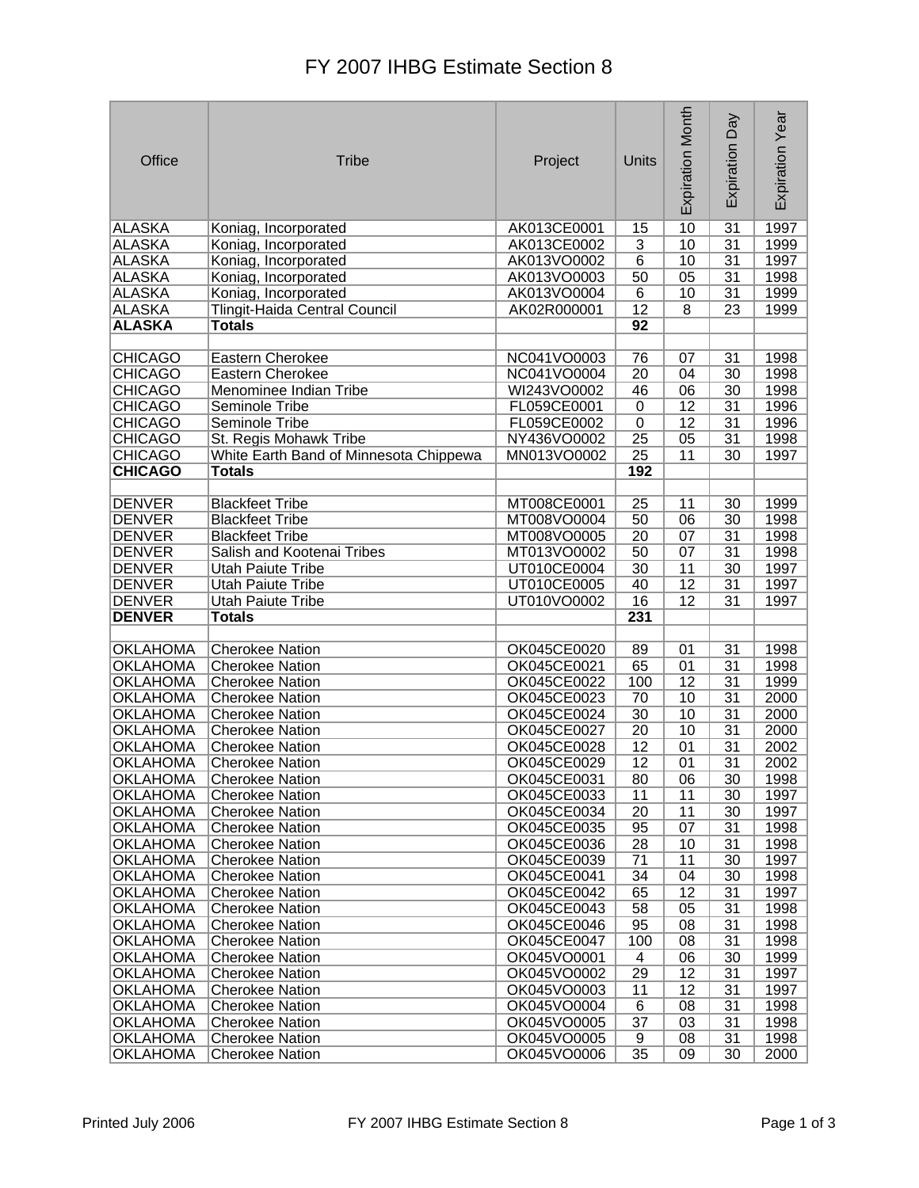# FY 2007 IHBG Estimate Section 8

| Office | Tribe | Project | Units | Expiration Month | Expiration Day | Expiration Year |
|---|---|---|---|---|---|---|
| ALASKA | Koniag, Incorporated | AK013CE0001 | 15 | 10 | 31 | 1997 |
| ALASKA | Koniag, Incorporated | AK013CE0002 | 3 | 10 | 31 | 1999 |
| ALASKA | Koniag, Incorporated | AK013VO0002 | 6 | 10 | 31 | 1997 |
| ALASKA | Koniag, Incorporated | AK013VO0003 | 50 | 05 | 31 | 1998 |
| ALASKA | Koniag, Incorporated | AK013VO0004 | 6 | 10 | 31 | 1999 |
| ALASKA | Tlingit-Haida Central Council | AK02R000001 | 12 | 8 | 23 | 1999 |
| **ALASKA** | **Totals** | | **92** | | | |
| | | | | | | |
| CHICAGO | Eastern Cherokee | NC041VO0003 | 76 | 07 | 31 | 1998 |
| CHICAGO | Eastern Cherokee | NC041VO0004 | 20 | 04 | 30 | 1998 |
| CHICAGO | Menominee Indian Tribe | WI243VO0002 | 46 | 06 | 30 | 1998 |
| CHICAGO | Seminole Tribe | FL059CE0001 | 0 | 12 | 31 | 1996 |
| CHICAGO | Seminole Tribe | FL059CE0002 | 0 | 12 | 31 | 1996 |
| CHICAGO | St. Regis Mohawk Tribe | NY436VO0002 | 25 | 05 | 31 | 1998 |
| CHICAGO | White Earth Band of Minnesota Chippewa | MN013VO0002 | 25 | 11 | 30 | 1997 |
| **CHICAGO** | **Totals** | | **192** | | | |
| | | | | | | |
| DENVER | Blackfeet Tribe | MT008CE0001 | 25 | 11 | 30 | 1999 |
| DENVER | Blackfeet Tribe | MT008VO0004 | 50 | 06 | 30 | 1998 |
| DENVER | Blackfeet Tribe | MT008VO0005 | 20 | 07 | 31 | 1998 |
| DENVER | Salish and Kootenai Tribes | MT013VO0002 | 50 | 07 | 31 | 1998 |
| DENVER | Utah Paiute Tribe | UT010CE0004 | 30 | 11 | 30 | 1997 |
| DENVER | Utah Paiute Tribe | UT010CE0005 | 40 | 12 | 31 | 1997 |
| DENVER | Utah Paiute Tribe | UT010VO0002 | 16 | 12 | 31 | 1997 |
| **DENVER** | **Totals** | | **231** | | | |
| | | | | | | |
| OKLAHOMA | Cherokee Nation | OK045CE0020 | 89 | 01 | 31 | 1998 |
| OKLAHOMA | Cherokee Nation | OK045CE0021 | 65 | 01 | 31 | 1998 |
| OKLAHOMA | Cherokee Nation | OK045CE0022 | 100 | 12 | 31 | 1999 |
| OKLAHOMA | Cherokee Nation | OK045CE0023 | 70 | 10 | 31 | 2000 |
| OKLAHOMA | Cherokee Nation | OK045CE0024 | 30 | 10 | 31 | 2000 |
| OKLAHOMA | Cherokee Nation | OK045CE0027 | 20 | 10 | 31 | 2000 |
| OKLAHOMA | Cherokee Nation | OK045CE0028 | 12 | 01 | 31 | 2002 |
| OKLAHOMA | Cherokee Nation | OK045CE0029 | 12 | 01 | 31 | 2002 |
| OKLAHOMA | Cherokee Nation | OK045CE0031 | 80 | 06 | 30 | 1998 |
| OKLAHOMA | Cherokee Nation | OK045CE0033 | 11 | 11 | 30 | 1997 |
| OKLAHOMA | Cherokee Nation | OK045CE0034 | 20 | 11 | 30 | 1997 |
| OKLAHOMA | Cherokee Nation | OK045CE0035 | 95 | 07 | 31 | 1998 |
| OKLAHOMA | Cherokee Nation | OK045CE0036 | 28 | 10 | 31 | 1998 |
| OKLAHOMA | Cherokee Nation | OK045CE0039 | 71 | 11 | 30 | 1997 |
| OKLAHOMA | Cherokee Nation | OK045CE0041 | 34 | 04 | 30 | 1998 |
| OKLAHOMA | Cherokee Nation | OK045CE0042 | 65 | 12 | 31 | 1997 |
| OKLAHOMA | Cherokee Nation | OK045CE0043 | 58 | 05 | 31 | 1998 |
| OKLAHOMA | Cherokee Nation | OK045CE0046 | 95 | 08 | 31 | 1998 |
| OKLAHOMA | Cherokee Nation | OK045CE0047 | 100 | 08 | 31 | 1998 |
| OKLAHOMA | Cherokee Nation | OK045VO0001 | 4 | 06 | 30 | 1999 |
| OKLAHOMA | Cherokee Nation | OK045VO0002 | 29 | 12 | 31 | 1997 |
| OKLAHOMA | Cherokee Nation | OK045VO0003 | 11 | 12 | 31 | 1997 |
| OKLAHOMA | Cherokee Nation | OK045VO0004 | 6 | 08 | 31 | 1998 |
| OKLAHOMA | Cherokee Nation | OK045VO0005 | 37 | 03 | 31 | 1998 |
| OKLAHOMA | Cherokee Nation | OK045VO0005 | 9 | 08 | 31 | 1998 |
| OKLAHOMA | Cherokee Nation | OK045VO0006 | 35 | 09 | 30 | 2000 |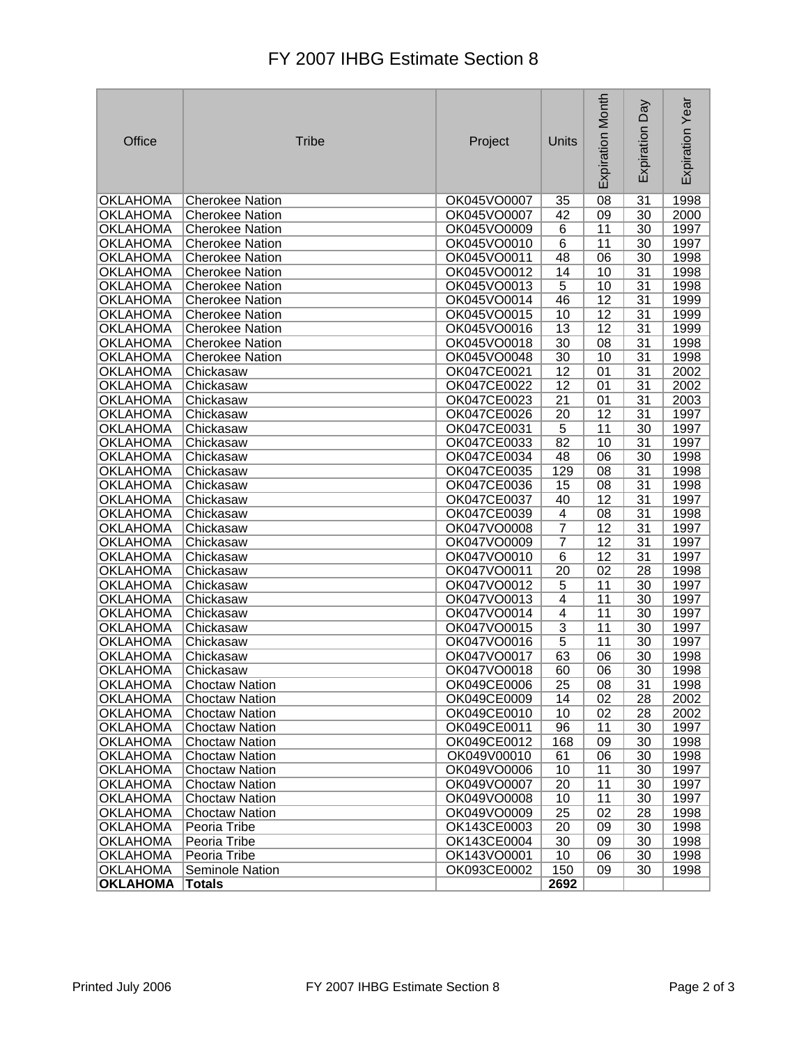# FY 2007 IHBG Estimate Section 8

| Office | Tribe | Project | Units | Expiration Month | Expiration Day | Expiration Year |
|---|---|---|---|---|---|---|
| OKLAHOMA | Cherokee Nation | OK045VO0007 | 35 | 08 | 31 | 1998 |
| OKLAHOMA | Cherokee Nation | OK045VO0007 | 42 | 09 | 30 | 2000 |
| OKLAHOMA | Cherokee Nation | OK045VO0009 | 6 | 11 | 30 | 1997 |
| OKLAHOMA | Cherokee Nation | OK045VO0010 | 6 | 11 | 30 | 1997 |
| OKLAHOMA | Cherokee Nation | OK045VO0011 | 48 | 06 | 30 | 1998 |
| OKLAHOMA | Cherokee Nation | OK045VO0012 | 14 | 10 | 31 | 1998 |
| OKLAHOMA | Cherokee Nation | OK045VO0013 | 5 | 10 | 31 | 1998 |
| OKLAHOMA | Cherokee Nation | OK045VO0014 | 46 | 12 | 31 | 1999 |
| OKLAHOMA | Cherokee Nation | OK045VO0015 | 10 | 12 | 31 | 1999 |
| OKLAHOMA | Cherokee Nation | OK045VO0016 | 13 | 12 | 31 | 1999 |
| OKLAHOMA | Cherokee Nation | OK045VO0018 | 30 | 08 | 31 | 1998 |
| OKLAHOMA | Cherokee Nation | OK045VO0048 | 30 | 10 | 31 | 1998 |
| OKLAHOMA | Chickasaw | OK047CE0021 | 12 | 01 | 31 | 2002 |
| OKLAHOMA | Chickasaw | OK047CE0022 | 12 | 01 | 31 | 2002 |
| OKLAHOMA | Chickasaw | OK047CE0023 | 21 | 01 | 31 | 2003 |
| OKLAHOMA | Chickasaw | OK047CE0026 | 20 | 12 | 31 | 1997 |
| OKLAHOMA | Chickasaw | OK047CE0031 | 5 | 11 | 30 | 1997 |
| OKLAHOMA | Chickasaw | OK047CE0033 | 82 | 10 | 31 | 1997 |
| OKLAHOMA | Chickasaw | OK047CE0034 | 48 | 06 | 30 | 1998 |
| OKLAHOMA | Chickasaw | OK047CE0035 | 129 | 08 | 31 | 1998 |
| OKLAHOMA | Chickasaw | OK047CE0036 | 15 | 08 | 31 | 1998 |
| OKLAHOMA | Chickasaw | OK047CE0037 | 40 | 12 | 31 | 1997 |
| OKLAHOMA | Chickasaw | OK047CE0039 | 4 | 08 | 31 | 1998 |
| OKLAHOMA | Chickasaw | OK047VO0008 | 7 | 12 | 31 | 1997 |
| OKLAHOMA | Chickasaw | OK047VO0009 | 7 | 12 | 31 | 1997 |
| OKLAHOMA | Chickasaw | OK047VO0010 | 6 | 12 | 31 | 1997 |
| OKLAHOMA | Chickasaw | OK047VO0011 | 20 | 02 | 28 | 1998 |
| OKLAHOMA | Chickasaw | OK047VO0012 | 5 | 11 | 30 | 1997 |
| OKLAHOMA | Chickasaw | OK047VO0013 | 4 | 11 | 30 | 1997 |
| OKLAHOMA | Chickasaw | OK047VO0014 | 4 | 11 | 30 | 1997 |
| OKLAHOMA | Chickasaw | OK047VO0015 | 3 | 11 | 30 | 1997 |
| OKLAHOMA | Chickasaw | OK047VO0016 | 5 | 11 | 30 | 1997 |
| OKLAHOMA | Chickasaw | OK047VO0017 | 63 | 06 | 30 | 1998 |
| OKLAHOMA | Chickasaw | OK047VO0018 | 60 | 06 | 30 | 1998 |
| OKLAHOMA | Choctaw Nation | OK049CE0006 | 25 | 08 | 31 | 1998 |
| OKLAHOMA | Choctaw Nation | OK049CE0009 | 14 | 02 | 28 | 2002 |
| OKLAHOMA | Choctaw Nation | OK049CE0010 | 10 | 02 | 28 | 2002 |
| OKLAHOMA | Choctaw Nation | OK049CE0011 | 96 | 11 | 30 | 1997 |
| OKLAHOMA | Choctaw Nation | OK049CE0012 | 168 | 09 | 30 | 1998 |
| OKLAHOMA | Choctaw Nation | OK049V00010 | 61 | 06 | 30 | 1998 |
| OKLAHOMA | Choctaw Nation | OK049VO0006 | 10 | 11 | 30 | 1997 |
| OKLAHOMA | Choctaw Nation | OK049VO0007 | 20 | 11 | 30 | 1997 |
| OKLAHOMA | Choctaw Nation | OK049VO0008 | 10 | 11 | 30 | 1997 |
| OKLAHOMA | Choctaw Nation | OK049VO0009 | 25 | 02 | 28 | 1998 |
| OKLAHOMA | Peoria Tribe | OK143CE0003 | 20 | 09 | 30 | 1998 |
| OKLAHOMA | Peoria Tribe | OK143CE0004 | 30 | 09 | 30 | 1998 |
| OKLAHOMA | Peoria Tribe | OK143VO0001 | 10 | 06 | 30 | 1998 |
| OKLAHOMA | Seminole Nation | OK093CE0002 | 150 | 09 | 30 | 1998 |
| **OKLAHOMA** | **Totals** | | **2692** | | | |

Printed July 2006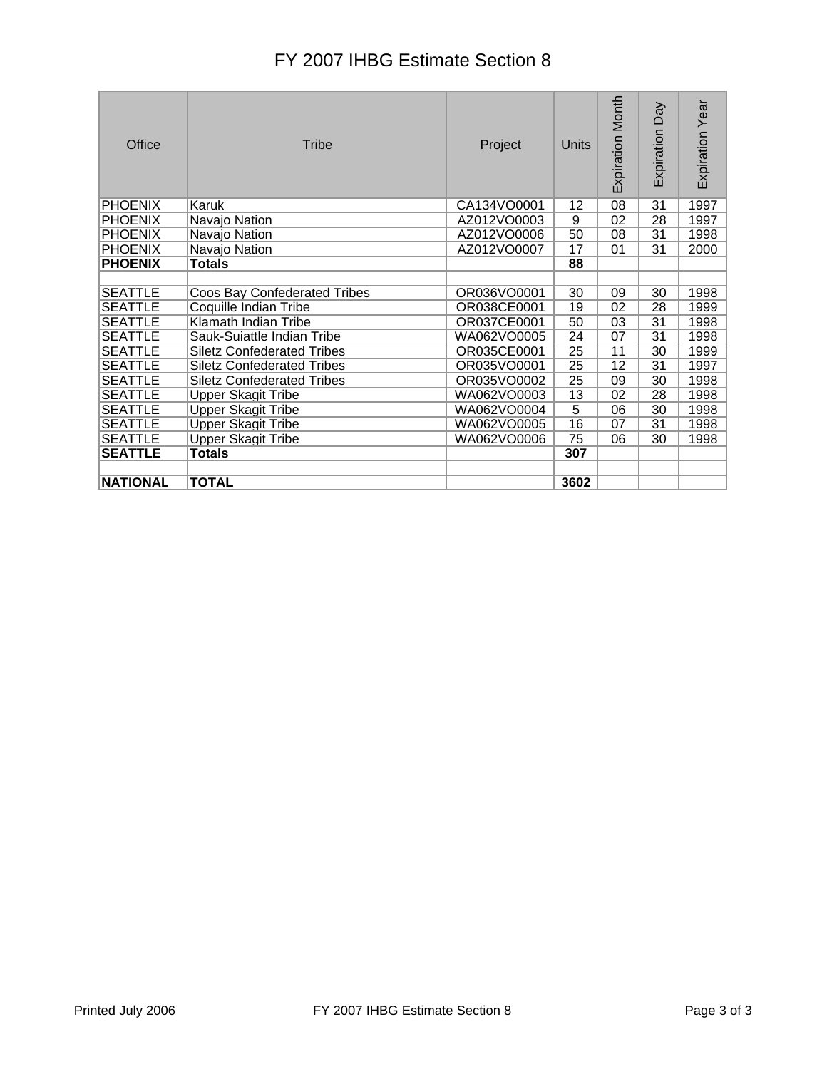# FY 2007 IHBG Estimate Section 8

| Office | Tribe | Project | Units | Expiration Month | Expiration Day | Expiration Year |
|---|---|---|---|---|---|---|
| PHOENIX | Karuk | CA134VO0001 | 12 | 08 | 31 | 1997 |
| PHOENIX | Navajo Nation | AZ012VO0003 | 9 | 02 | 28 | 1997 |
| PHOENIX | Navajo Nation | AZ012VO0006 | 50 | 08 | 31 | 1998 |
| PHOENIX | Navajo Nation | AZ012VO0007 | 17 | 01 | 31 | 2000 |
| **PHOENIX** | **Totals** | | **88** | | | |
| | | | | | | |
| SEATTLE | Coos Bay Confederated Tribes | OR036VO0001 | 30 | 09 | 30 | 1998 |
| SEATTLE | Coquille Indian Tribe | OR038CE0001 | 19 | 02 | 28 | 1999 |
| SEATTLE | Klamath Indian Tribe | OR037CE0001 | 50 | 03 | 31 | 1998 |
| SEATTLE | Sauk-Suiattle Indian Tribe | WA062VO0005 | 24 | 07 | 31 | 1998 |
| SEATTLE | Siletz Confederated Tribes | OR035CE0001 | 25 | 11 | 30 | 1999 |
| SEATTLE | Siletz Confederated Tribes | OR035VO0001 | 25 | 12 | 31 | 1997 |
| SEATTLE | Siletz Confederated Tribes | OR035VO0002 | 25 | 09 | 30 | 1998 |
| SEATTLE | Upper Skagit Tribe | WA062VO0003 | 13 | 02 | 28 | 1998 |
| SEATTLE | Upper Skagit Tribe | WA062VO0004 | 5 | 06 | 30 | 1998 |
| SEATTLE | Upper Skagit Tribe | WA062VO0005 | 16 | 07 | 31 | 1998 |
| SEATTLE | Upper Skagit Tribe | WA062VO0006 | 75 | 06 | 30 | 1998 |
| **SEATTLE** | **Totals** | | **307** | | | |
| | | | | | | |
| **NATIONAL** | **TOTAL** | | **3602** | | | |